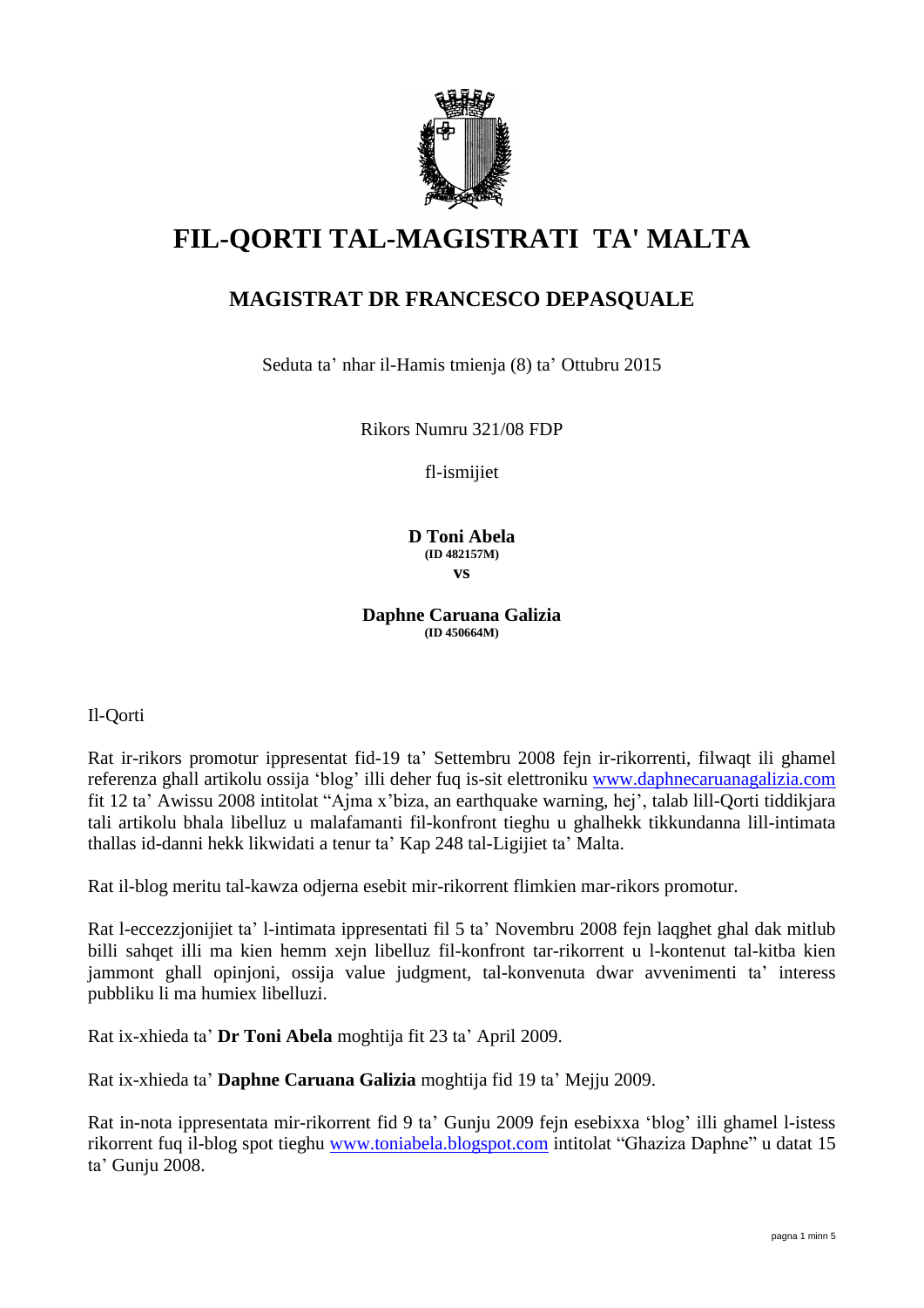# FIL-QORTI TAL-MAGISTRATI TA' MALTA

## MAGISTRAT DR FRANCESCO DEPASQUALE

Seduta ta' nhar il-Hamis tmienja (8) ta' Ottubru 2015

Rikors Numru 321/08 FDP

fl-ismijiet

**D Toni Abela**
**(ID 482157M)**
**vs**

**Daphne Caruana Galizia**
**(ID 450664M)**

Il-Qorti

Rat ir-rikors promotur ippresentat fid-19 ta' Settembru 2008 fejn ir-rikorrenti, filwaqt ili ghamel referenza ghall artikolu ossija 'blog' illi deher fuq is-sit elettroniku www.daphnecaruanagalizia.com fit 12 ta' Awissu 2008 intitolat "Ajma x'biza, an earthquake warning, hej', talab lill-Qorti tiddikjara tali artikolu bhala libelluz u malafamanti fil-konfront tieghu u ghalhekk tikkundanna lill-intimata thallas id-danni hekk likwidati a tenur ta' Kap 248 tal-Ligijiet ta' Malta.

Rat il-blog meritu tal-kawza odjerna esebit mir-rikorrent flimkien mar-rikors promotur.

Rat l-eccezzjonijiet ta' l-intimata ippresentati fil 5 ta' Novembru 2008 fejn laqghet ghal dak mitlub billi sahqet illi ma kien hemm xejn libelluz fil-konfront tar-rikorrent u l-kontenut tal-kitba kien jammont ghall opinjoni, ossija value judgment, tal-konvenuta dwar avvenimenti ta' interess pubbliku li ma humiex libelluzi.

Rat ix-xhieda ta' **Dr Toni Abela** moghtija fit 23 ta' April 2009.

Rat ix-xhieda ta' **Daphne Caruana Galizia** moghtija fid 19 ta' Mejju 2009.

Rat in-nota ippresentata mir-rikorrent fid 9 ta' Gunju 2009 fejn esebixxa 'blog' illi ghamel l-istess rikorrent fuq il-blog spot tieghu www.toniabela.blogspot.com intitolat "Ghaziza Daphne" u datat 15 ta' Gunju 2008.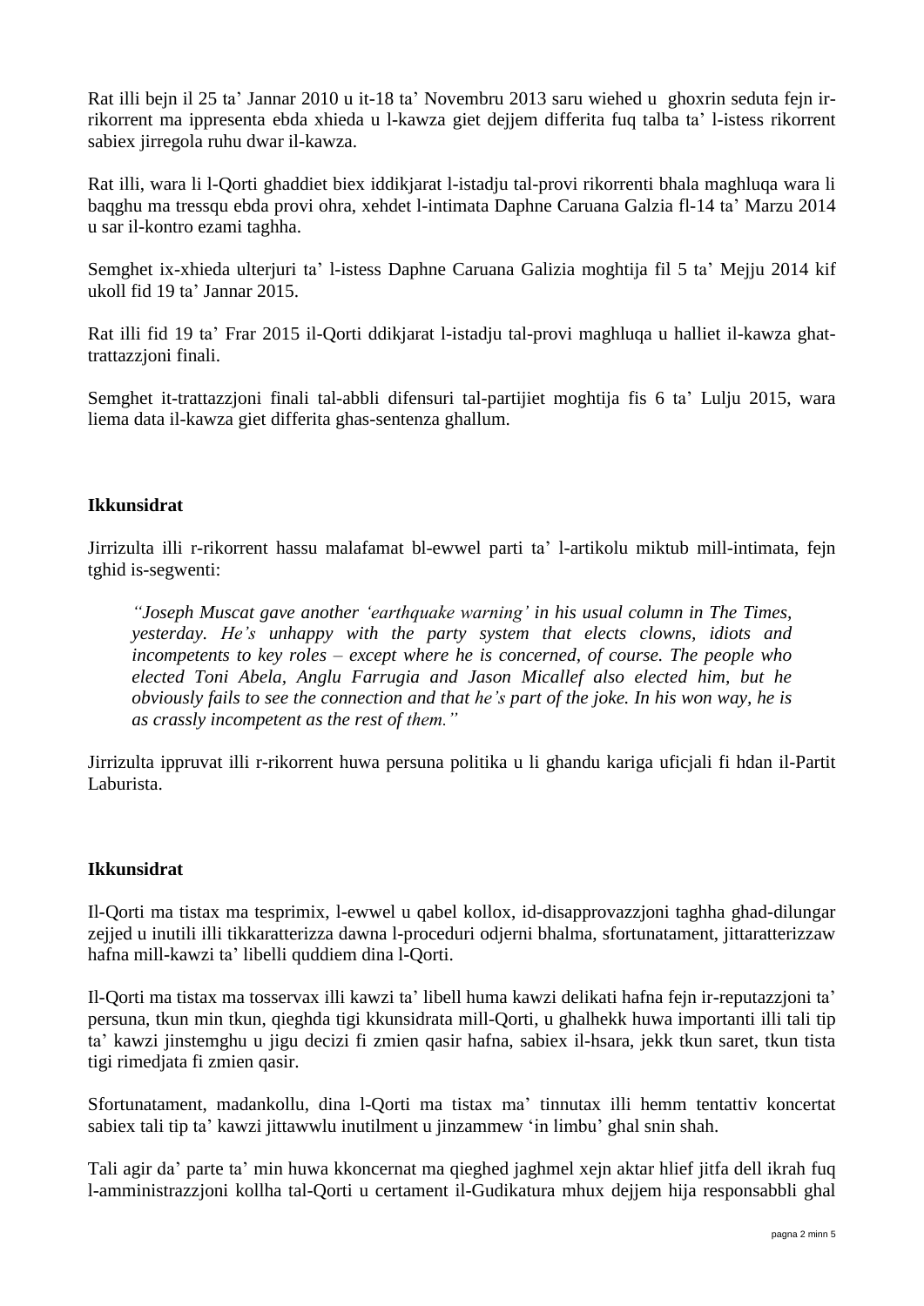Rat illi bejn il 25 ta' Jannar 2010 u it-18 ta' Novembru 2013 saru wiehed u ghoxrin seduta fejn ir-rikorrent ma ippresenta ebda xhieda u l-kawza giet dejjem differita fuq talba ta' l-istess rikorrent sabiex jirregola ruhu dwar il-kawza.

Rat illi, wara li l-Qorti ghaddiet biex iddikjarat l-istadju tal-provi rikorrenti bhala maghluqa wara li baqghu ma tressqu ebda provi ohra, xehdet l-intimata Daphne Caruana Galzia fl-14 ta' Marzu 2014 u sar il-kontro ezami taghha.

Semghet ix-xhieda ulterjuri ta' l-istess Daphne Caruana Galizia moghtija fil 5 ta' Mejju 2014 kif ukoll fid 19 ta' Jannar 2015.

Rat illi fid 19 ta' Frar 2015 il-Qorti ddikjarat l-istadju tal-provi maghluqa u halliet il-kawza ghat-trattazzjoni finali.

Semghet it-trattazzjoni finali tal-abbli difensuri tal-partijiet moghtija fis 6 ta' Lulju 2015, wara liema data il-kawza giet differita ghas-sentenza ghallum.

**Ikkunsidrat**

Jirrizulta illi r-rikorrent hassu malafamat bl-ewwel parti ta' l-artikolu miktub mill-intimata, fejn tghid is-segwenti:

> *"Joseph Muscat gave another 'earthquake warning' in his usual column in The Times, yesterday. He's unhappy with the party system that elects clowns, idiots and incompetents to key roles – except where he is concerned, of course. The people who elected Toni Abela, Anglu Farrugia and Jason Micallef also elected him, but he obviously fails to see the connection and that he's part of the joke. In his won way, he is as crassly incompetent as the rest of them."*

Jirrizulta ippruvat illi r-rikorrent huwa persuna politika u li ghandu kariga uficjali fi hdan il-Partit Laburista.

**Ikkunsidrat**

Il-Qorti ma tistax ma tesprimix, l-ewwel u qabel kollox, id-disapprovazzjoni taghha ghad-dilungar zejjed u inutili illi tikkaratterizza dawna l-proceduri odjerni bhalma, sfortunatament, jittaratterizzaw hafna mill-kawzi ta' libelli quddiem dina l-Qorti.

Il-Qorti ma tistax ma tosservax illi kawzi ta' libell huma kawzi delikati hafna fejn ir-reputazzjoni ta' persuna, tkun min tkun, qieghda tigi kkunsidrata mill-Qorti, u ghalhekk huwa importanti illi tali tip ta' kawzi jinstemghu u jigu decizi fi zmien qasir hafna, sabiex il-hsara, jekk tkun saret, tkun tista tigi rimedjata fi zmien qasir.

Sfortunatament, madankollu, dina l-Qorti ma tistax ma' tinnutax illi hemm tentattiv koncertat sabiex tali tip ta' kawzi jittawwlu inutilment u jinzammew 'in limbu' ghal snin shah.

Tali agir da' parte ta' min huwa kkoncernat ma qieghed jaghmel xejn aktar hlief jitfa dell ikrah fuq l-amministrazzjoni kollha tal-Qorti u certament il-Gudikatura mhux dejjem hija responsabbli ghal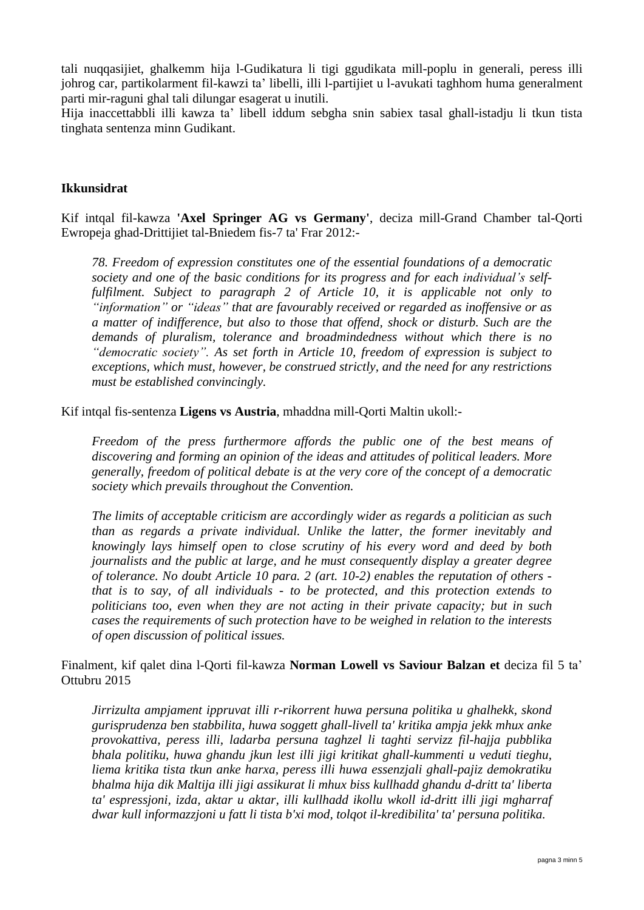tali nuqqasijiet, ghalkemm hija l-Gudikatura li tigi ggudikata mill-poplu in generali, peress illi johrog car, partikolarment fil-kawzi ta' libelli, illi l-partijiet u l-avukati taghhom huma generalment parti mir-raguni ghal tali dilungar esagerat u inutili.

Hija inaccettabbli illi kawza ta' libell iddum sebgha snin sabiex tasal ghall-istadju li tkun tista tinghata sentenza minn Gudikant.

**Ikkunsidrat**

Kif intqal fil-kawza **'Axel Springer AG vs Germany'**, deciza mill-Grand Chamber tal-Qorti Ewropeja ghad-Drittijiet tal-Bniedem fis-7 ta' Frar 2012:-

> *78. Freedom of expression constitutes one of the essential foundations of a democratic society and one of the basic conditions for its progress and for each individual's self-fulfilment. Subject to paragraph 2 of Article 10, it is applicable not only to "information" or "ideas" that are favourably received or regarded as inoffensive or as a matter of indifference, but also to those that offend, shock or disturb. Such are the demands of pluralism, tolerance and broadmindedness without which there is no "democratic society". As set forth in Article 10, freedom of expression is subject to exceptions, which must, however, be construed strictly, and the need for any restrictions must be established convincingly.*

Kif intqal fis-sentenza **Ligens vs Austria**, mhaddna mill-Qorti Maltin ukoll:-

> *Freedom of the press furthermore affords the public one of the best means of discovering and forming an opinion of the ideas and attitudes of political leaders. More generally, freedom of political debate is at the very core of the concept of a democratic society which prevails throughout the Convention.*
>
> *The limits of acceptable criticism are accordingly wider as regards a politician as such than as regards a private individual. Unlike the latter, the former inevitably and knowingly lays himself open to close scrutiny of his every word and deed by both journalists and the public at large, and he must consequently display a greater degree of tolerance. No doubt Article 10 para. 2 (art. 10-2) enables the reputation of others - that is to say, of all individuals - to be protected, and this protection extends to politicians too, even when they are not acting in their private capacity; but in such cases the requirements of such protection have to be weighed in relation to the interests of open discussion of political issues.*

Finalment, kif qalet dina l-Qorti fil-kawza **Norman Lowell vs Saviour Balzan et** deciza fil 5 ta' Ottubru 2015

> *Jirrizulta ampjament ippruvat illi r-rikorrent huwa persuna politika u ghalhekk, skond gurisprudenza ben stabbilita, huwa soggett ghall-livell ta' kritika ampja jekk mhux anke provokattiva, peress illi, ladarba persuna taghzel li taghti servizz fil-hajja pubblika bhala politiku, huwa ghandu jkun lest illi jigi kritikat ghall-kummenti u veduti tieghu, liema kritika tista tkun anke harxa, peress illi huwa essenzjali ghall-pajiz demokratiku bhalma hija dik Maltija illi jigi assikurat li mhux biss kullhadd ghandu d-dritt ta' liberta ta' espressjoni, izda, aktar u aktar, illi kullhadd ikollu wkoll id-dritt illi jigi mgharraf dwar kull informazzjoni u fatt li tista b'xi mod, tolqot il-kredibilita' ta' persuna politika.*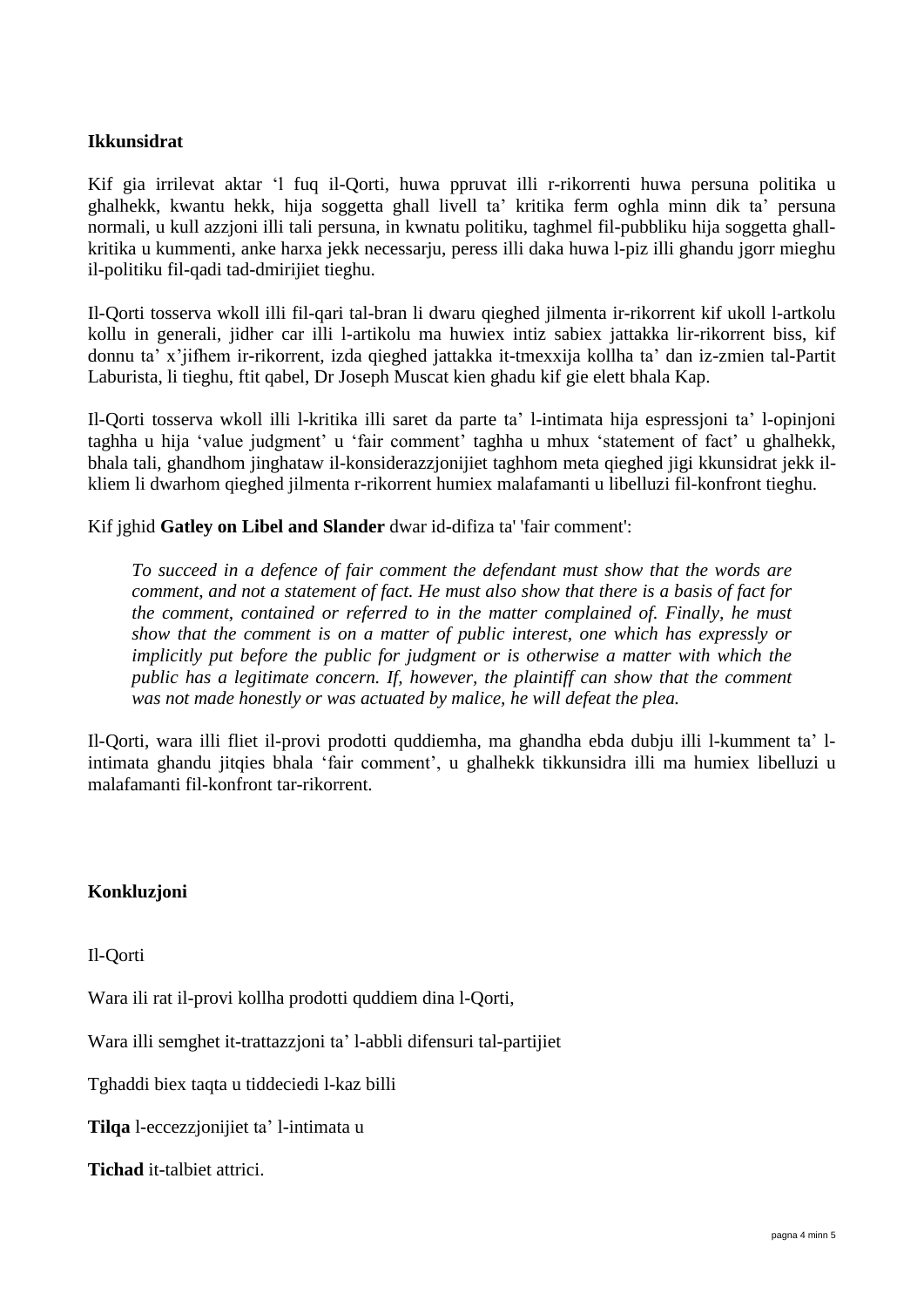**Ikkunsidrat**

Kif gia irrilevat aktar 'l fuq il-Qorti, huwa ppruvat illi r-rikorrenti huwa persuna politika u ghalhekk, kwantu hekk, hija soggetta ghall livell ta' kritika ferm oghla minn dik ta' persuna normali, u kull azzjoni illi tali persuna, in kwnatu politiku, taghmel fil-pubbliku hija soggetta ghall-kritika u kummenti, anke harxa jekk necessarju, peress illi daka huwa l-piz illi ghandu jgorr mieghu il-politiku fil-qadi tad-dmirijiet tieghu.

Il-Qorti tosserva wkoll illi fil-qari tal-bran li dwaru qieghed jilmenta ir-rikorrent kif ukoll l-artkolu kollu in generali, jidher car illi l-artikolu ma huwiex intiz sabiex jattakka lir-rikorrent biss, kif donnu ta' x'jifhem ir-rikorrent, izda qieghed jattakka it-tmexxija kollha ta' dan iz-zmien tal-Partit Laburista, li tieghu, ftit qabel, Dr Joseph Muscat kien ghadu kif gie elett bhala Kap.

Il-Qorti tosserva wkoll illi l-kritika illi saret da parte ta' l-intimata hija espressjoni ta' l-opinjoni taghha u hija 'value judgment' u 'fair comment' taghha u mhux 'statement of fact' u ghalhekk, bhala tali, ghandhom jinghataw il-konsiderazzjonijiet taghhom meta qieghed jigi kkunsidrat jekk il-kliem li dwarhom qieghed jilmenta r-rikorrent humiex malafamanti u libelluzi fil-konfront tieghu.

Kif jghid **Gatley on Libel and Slander** dwar id-difiza ta' 'fair comment':

> *To succeed in a defence of fair comment the defendant must show that the words are comment, and not a statement of fact. He must also show that there is a basis of fact for the comment, contained or referred to in the matter complained of. Finally, he must show that the comment is on a matter of public interest, one which has expressly or implicitly put before the public for judgment or is otherwise a matter with which the public has a legitimate concern. If, however, the plaintiff can show that the comment was not made honestly or was actuated by malice, he will defeat the plea.*

Il-Qorti, wara illi fliet il-provi prodotti quddiemha, ma ghandha ebda dubju illi l-kumment ta' l-intimata ghandu jitqies bhala 'fair comment', u ghalhekk tikkunsidra illi ma humiex libelluzi u malafamanti fil-konfront tar-rikorrent.

**Konkluzjoni**

Il-Qorti

Wara ili rat il-provi kollha prodotti quddiem dina l-Qorti,

Wara illi semghet it-trattazzjoni ta' l-abbli difensuri tal-partijiet

Tghaddi biex taqta u tiddeciedi l-kaz billi

**Tilqa** l-eccezzjonijiet ta' l-intimata u

**Tichad** it-talbiet attrici.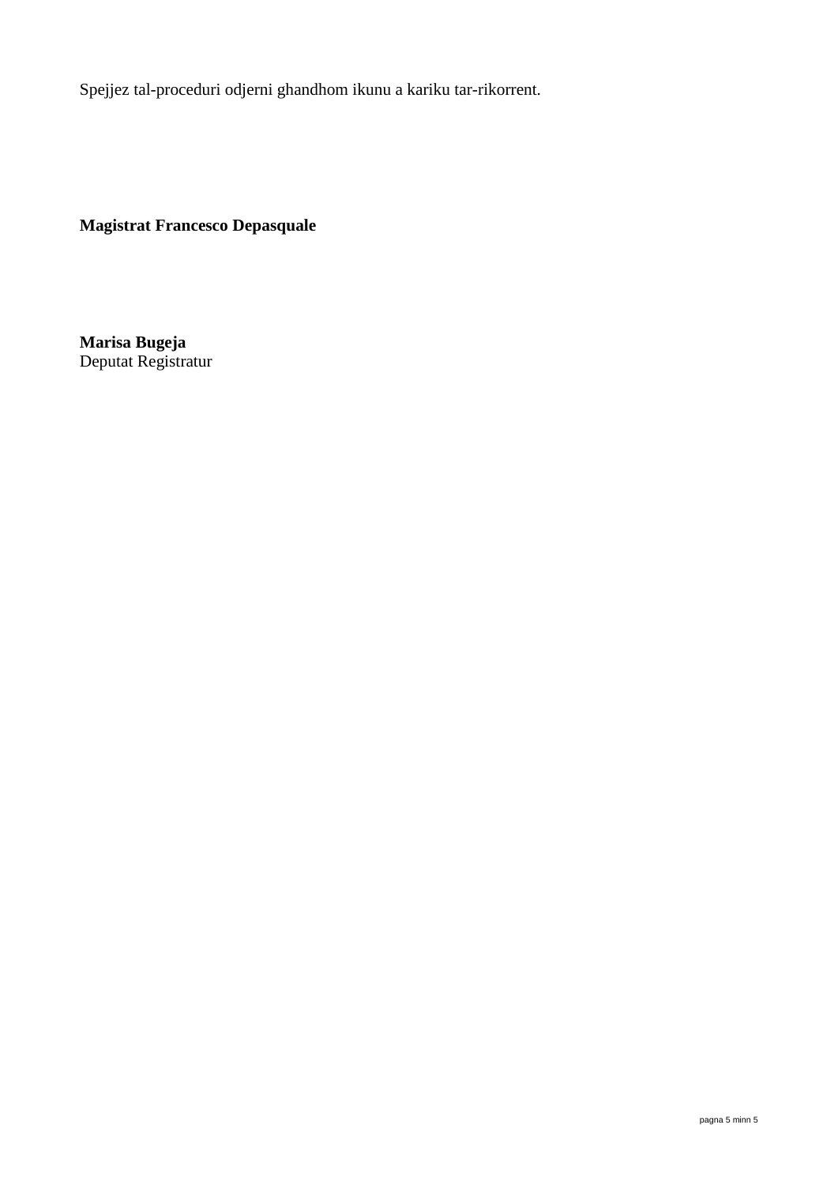Spejjez tal-proceduri odjerni ghandhom ikunu a kariku tar-rikorrent.

**Magistrat Francesco Depasquale**

**Marisa Bugeja**
Deputat Registratur